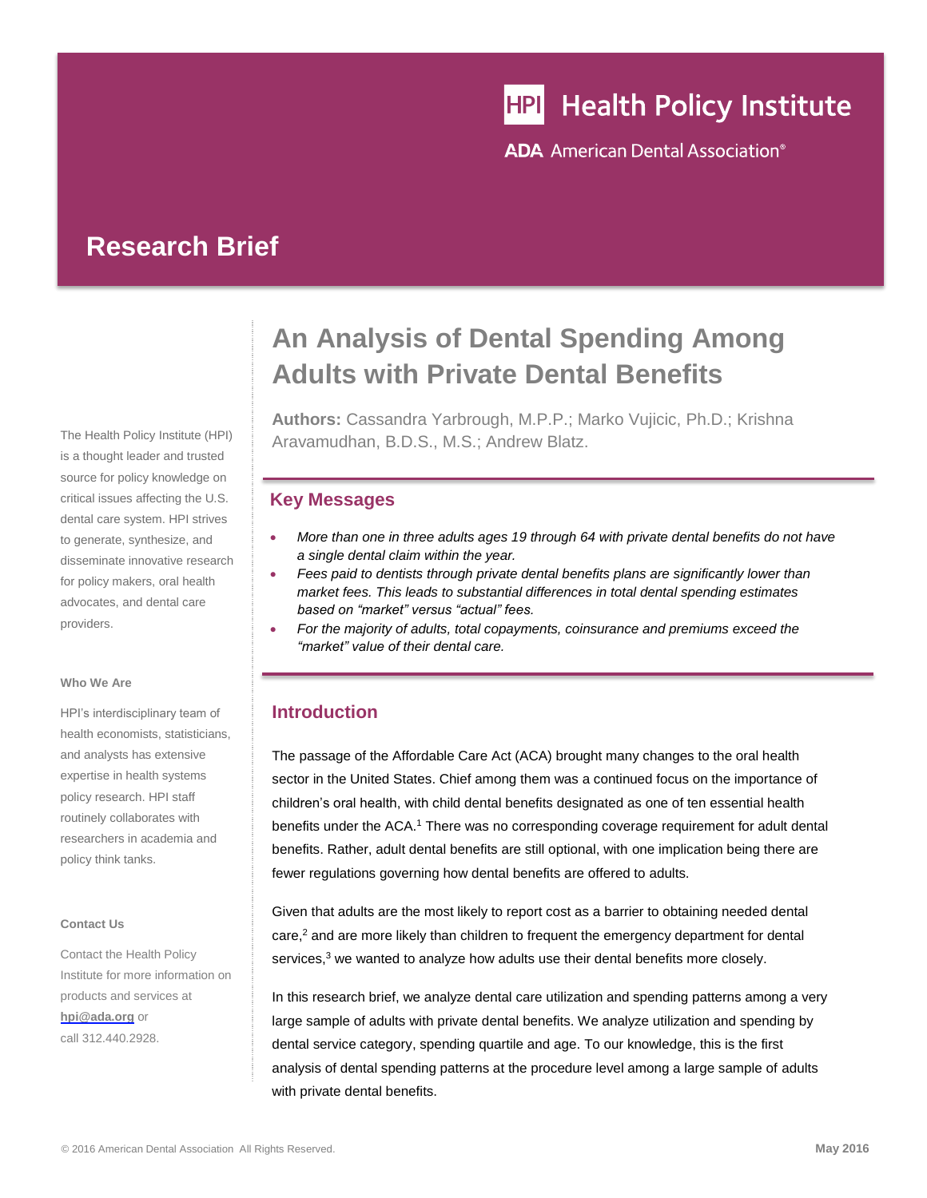Health Policy Institute

ADA American Dental Association®

## Research Brief

# An Analysis of Dental Spending Among Adults with Private Dental Benefits

**Authors:** Cassandra Yarbrough, M.P.P.; Marko Vujicic, Ph.D.; Krishna Aravamudhan, B.D.S., M.S.; Andrew Blatz.

The Health Policy Institute (HPI) is a thought leader and trusted source for policy knowledge on critical issues affecting the U.S. dental care system. HPI strives to generate, synthesize, and disseminate innovative research for policy makers, oral health advocates, and dental care providers.

**Who We Are**

HPI's interdisciplinary team of health economists, statisticians, and analysts has extensive expertise in health systems policy research. HPI staff routinely collaborates with researchers in academia and policy think tanks.

**Contact Us**

Contact the Health Policy Institute for more information on products and services at **hpi@ada.org** or call 312.440.2928.

## Key Messages

- *More than one in three adults ages 19 through 64 with private dental benefits do not have a single dental claim within the year.*
- *Fees paid to dentists through private dental benefits plans are significantly lower than market fees. This leads to substantial differences in total dental spending estimates based on "market" versus "actual" fees.*
- *For the majority of adults, total copayments, coinsurance and premiums exceed the "market" value of their dental care.*

## Introduction

The passage of the Affordable Care Act (ACA) brought many changes to the oral health sector in the United States. Chief among them was a continued focus on the importance of children's oral health, with child dental benefits designated as one of ten essential health benefits under the ACA.[1] There was no corresponding coverage requirement for adult dental benefits. Rather, adult dental benefits are still optional, with one implication being there are fewer regulations governing how dental benefits are offered to adults.

Given that adults are the most likely to report cost as a barrier to obtaining needed dental care,[2] and are more likely than children to frequent the emergency department for dental services,[3] we wanted to analyze how adults use their dental benefits more closely.

In this research brief, we analyze dental care utilization and spending patterns among a very large sample of adults with private dental benefits. We analyze utilization and spending by dental service category, spending quartile and age. To our knowledge, this is the first analysis of dental spending patterns at the procedure level among a large sample of adults with private dental benefits.

© 2016 American Dental Association All Rights Reserved. May 2016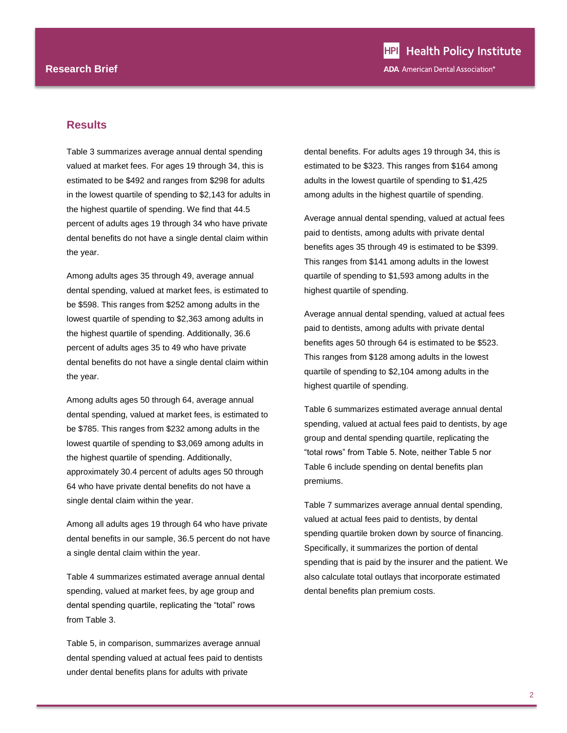## Results

Table 3 summarizes average annual dental spending valued at market fees. For ages 19 through 34, this is estimated to be $492 and ranges from $298 for adults in the lowest quartile of spending to $2,143 for adults in the highest quartile of spending. We find that 44.5 percent of adults ages 19 through 34 who have private dental benefits do not have a single dental claim within the year.

Among adults ages 35 through 49, average annual dental spending, valued at market fees, is estimated to be $598. This ranges from $252 among adults in the lowest quartile of spending to $2,363 among adults in the highest quartile of spending. Additionally, 36.6 percent of adults ages 35 to 49 who have private dental benefits do not have a single dental claim within the year.

Among adults ages 50 through 64, average annual dental spending, valued at market fees, is estimated to be $785. This ranges from $232 among adults in the lowest quartile of spending to $3,069 among adults in the highest quartile of spending. Additionally, approximately 30.4 percent of adults ages 50 through 64 who have private dental benefits do not have a single dental claim within the year.

Among all adults ages 19 through 64 who have private dental benefits in our sample, 36.5 percent do not have a single dental claim within the year.

Table 4 summarizes estimated average annual dental spending, valued at market fees, by age group and dental spending quartile, replicating the "total" rows from Table 3.

Table 5, in comparison, summarizes average annual dental spending valued at actual fees paid to dentists under dental benefits plans for adults with private dental benefits. For adults ages 19 through 34, this is estimated to be $323. This ranges from $164 among adults in the lowest quartile of spending to $1,425 among adults in the highest quartile of spending.

Average annual dental spending, valued at actual fees paid to dentists, among adults with private dental benefits ages 35 through 49 is estimated to be $399. This ranges from $141 among adults in the lowest quartile of spending to $1,593 among adults in the highest quartile of spending.

Average annual dental spending, valued at actual fees paid to dentists, among adults with private dental benefits ages 50 through 64 is estimated to be $523. This ranges from $128 among adults in the lowest quartile of spending to $2,104 among adults in the highest quartile of spending.

Table 6 summarizes estimated average annual dental spending, valued at actual fees paid to dentists, by age group and dental spending quartile, replicating the "total rows" from Table 5. Note, neither Table 5 nor Table 6 include spending on dental benefits plan premiums.

Table 7 summarizes average annual dental spending, valued at actual fees paid to dentists, by dental spending quartile broken down by source of financing. Specifically, it summarizes the portion of dental spending that is paid by the insurer and the patient. We also calculate total outlays that incorporate estimated dental benefits plan premium costs.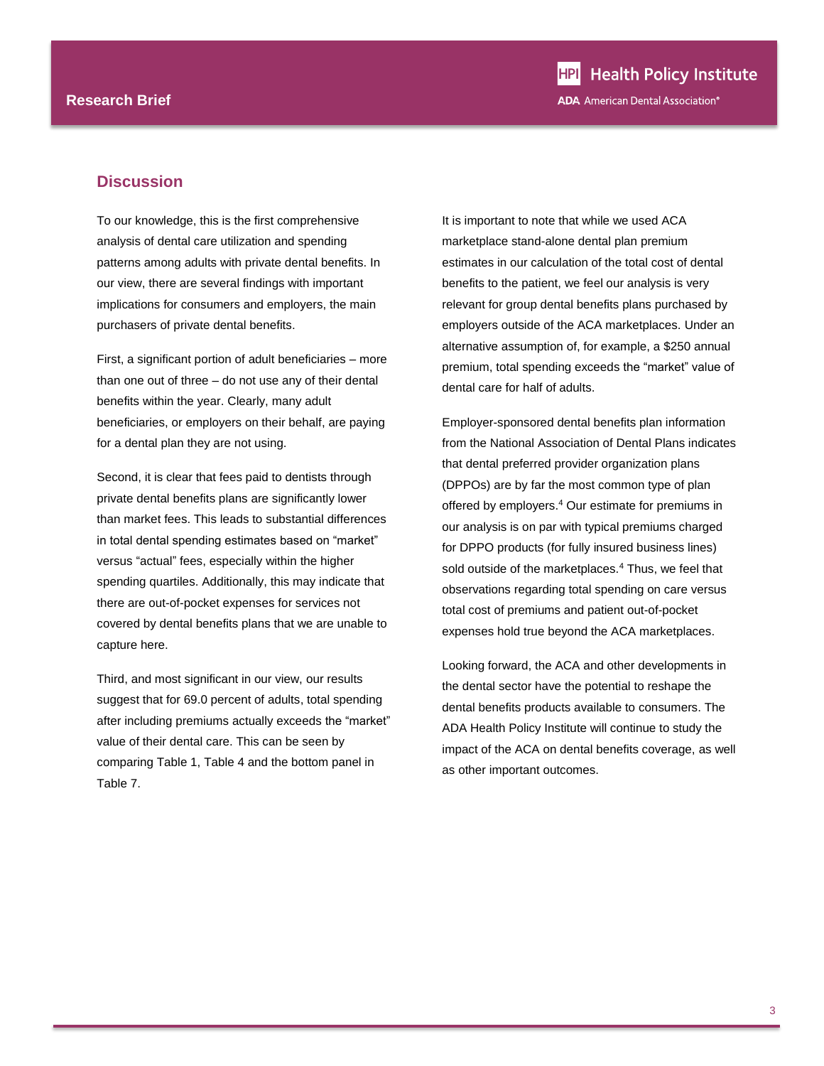## Discussion

To our knowledge, this is the first comprehensive analysis of dental care utilization and spending patterns among adults with private dental benefits. In our view, there are several findings with important implications for consumers and employers, the main purchasers of private dental benefits.

First, a significant portion of adult beneficiaries – more than one out of three – do not use any of their dental benefits within the year. Clearly, many adult beneficiaries, or employers on their behalf, are paying for a dental plan they are not using.

Second, it is clear that fees paid to dentists through private dental benefits plans are significantly lower than market fees. This leads to substantial differences in total dental spending estimates based on "market" versus "actual" fees, especially within the higher spending quartiles. Additionally, this may indicate that there are out-of-pocket expenses for services not covered by dental benefits plans that we are unable to capture here.

Third, and most significant in our view, our results suggest that for 69.0 percent of adults, total spending after including premiums actually exceeds the "market" value of their dental care. This can be seen by comparing Table 1, Table 4 and the bottom panel in Table 7.

It is important to note that while we used ACA marketplace stand-alone dental plan premium estimates in our calculation of the total cost of dental benefits to the patient, we feel our analysis is very relevant for group dental benefits plans purchased by employers outside of the ACA marketplaces. Under an alternative assumption of, for example, a $250 annual premium, total spending exceeds the "market" value of dental care for half of adults.

Employer-sponsored dental benefits plan information from the National Association of Dental Plans indicates that dental preferred provider organization plans (DPPOs) are by far the most common type of plan offered by employers.[4] Our estimate for premiums in our analysis is on par with typical premiums charged for DPPO products (for fully insured business lines) sold outside of the marketplaces.[4] Thus, we feel that observations regarding total spending on care versus total cost of premiums and patient out-of-pocket expenses hold true beyond the ACA marketplaces.

Looking forward, the ACA and other developments in the dental sector have the potential to reshape the dental benefits products available to consumers. The ADA Health Policy Institute will continue to study the impact of the ACA on dental benefits coverage, as well as other important outcomes.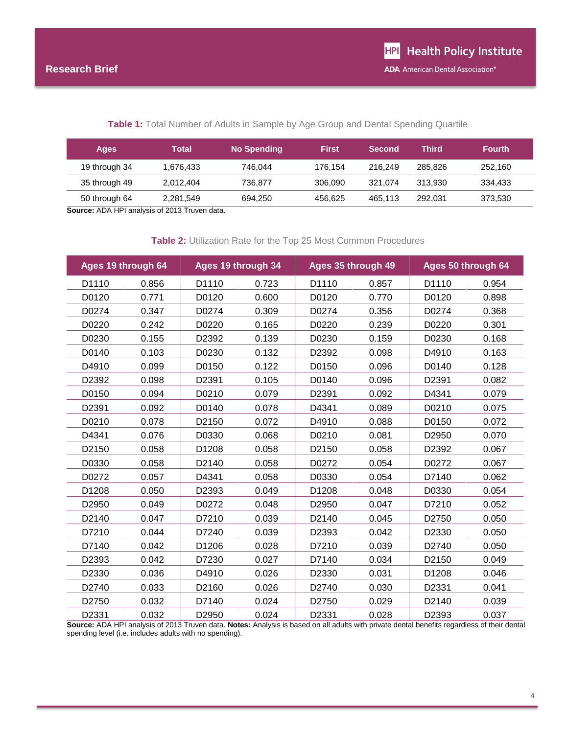**Table 1:** Total Number of Adults in Sample by Age Group and Dental Spending Quartile

| Ages | Total | No Spending | First | Second | Third | Fourth |
|---|---|---|---|---|---|---|
| 19 through 34 | 1,676,433 | 746,044 | 176,154 | 216,249 | 285,826 | 252,160 |
| 35 through 49 | 2,012,404 | 736,877 | 306,090 | 321,074 | 313,930 | 334,433 |
| 50 through 64 | 2,281,549 | 694,250 | 456,625 | 465,113 | 292,031 | 373,530 |

**Source:** ADA HPI analysis of 2013 Truven data.

**Table 2:** Utilization Rate for the Top 25 Most Common Procedures

| Ages 19 through 64 | | Ages 19 through 34 | | Ages 35 through 49 | | Ages 50 through 64 | |
|---|---|---|---|---|---|---|---|
| D1110 | 0.856 | D1110 | 0.723 | D1110 | 0.857 | D1110 | 0.954 |
| D0120 | 0.771 | D0120 | 0.600 | D0120 | 0.770 | D0120 | 0.898 |
| D0274 | 0.347 | D0274 | 0.309 | D0274 | 0.356 | D0274 | 0.368 |
| D0220 | 0.242 | D0220 | 0.165 | D0220 | 0.239 | D0220 | 0.301 |
| D0230 | 0.155 | D2392 | 0.139 | D0230 | 0.159 | D0230 | 0.168 |
| D0140 | 0.103 | D0230 | 0.132 | D2392 | 0.098 | D4910 | 0.163 |
| D4910 | 0.099 | D0150 | 0.122 | D0150 | 0.096 | D0140 | 0.128 |
| D2392 | 0.098 | D2391 | 0.105 | D0140 | 0.096 | D2391 | 0.082 |
| D0150 | 0.094 | D0210 | 0.079 | D2391 | 0.092 | D4341 | 0.079 |
| D2391 | 0.092 | D0140 | 0.078 | D4341 | 0.089 | D0210 | 0.075 |
| D0210 | 0.078 | D2150 | 0.072 | D4910 | 0.088 | D0150 | 0.072 |
| D4341 | 0.076 | D0330 | 0.068 | D0210 | 0.081 | D2950 | 0.070 |
| D2150 | 0.058 | D1208 | 0.058 | D2150 | 0.058 | D2392 | 0.067 |
| D0330 | 0.058 | D2140 | 0.058 | D0272 | 0.054 | D0272 | 0.067 |
| D0272 | 0.057 | D4341 | 0.058 | D0330 | 0.054 | D7140 | 0.062 |
| D1208 | 0.050 | D2393 | 0.049 | D1208 | 0.048 | D0330 | 0.054 |
| D2950 | 0.049 | D0272 | 0.048 | D2950 | 0.047 | D7210 | 0.052 |
| D2140 | 0.047 | D7210 | 0.039 | D2140 | 0.045 | D2750 | 0.050 |
| D7210 | 0.044 | D7240 | 0.039 | D2393 | 0.042 | D2330 | 0.050 |
| D7140 | 0.042 | D1206 | 0.028 | D7210 | 0.039 | D2740 | 0.050 |
| D2393 | 0.042 | D7230 | 0.027 | D7140 | 0.034 | D2150 | 0.049 |
| D2330 | 0.036 | D4910 | 0.026 | D2330 | 0.031 | D1208 | 0.046 |
| D2740 | 0.033 | D2160 | 0.026 | D2740 | 0.030 | D2331 | 0.041 |
| D2750 | 0.032 | D7140 | 0.024 | D2750 | 0.029 | D2140 | 0.039 |
| D2331 | 0.032 | D2950 | 0.024 | D2331 | 0.028 | D2393 | 0.037 |

**Source:** ADA HPI analysis of 2013 Truven data. **Notes:** Analysis is based on all adults with private dental benefits regardless of their dental spending level (i.e. includes adults with no spending).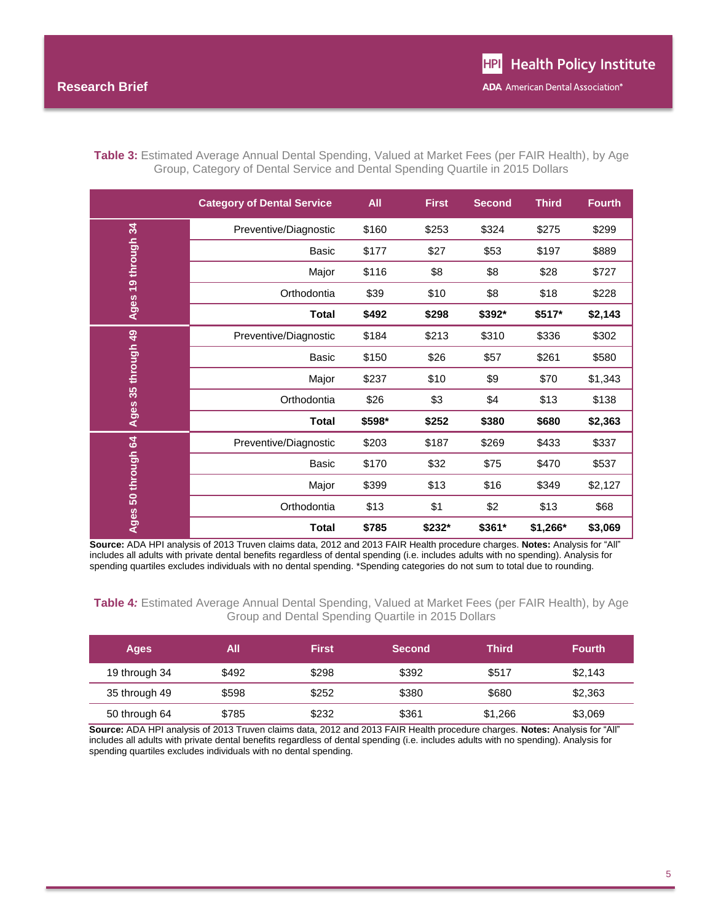**Table 3:** Estimated Average Annual Dental Spending, Valued at Market Fees (per FAIR Health), by Age Group, Category of Dental Service and Dental Spending Quartile in 2015 Dollars

| | Category of Dental Service | All | First | Second | Third | Fourth |
|---|---|---|---|---|---|---|
| Ages 19 through 34 | Preventive/Diagnostic | $160 | $253 | $324 | $275 | $299 |
| | Basic | $177 | $27 | $53 | $197 | $889 |
| | Major | $116 | $8 | $8 | $28 | $727 |
| | Orthodontia | $39 | $10 | $8 | $18 | $228 |
| | **Total** | **$492** | **$298** | **$392*** | **$517*** | **$2,143** |
| Ages 35 through 49 | Preventive/Diagnostic | $184 | $213 | $310 | $336 | $302 |
| | Basic | $150 | $26 | $57 | $261 | $580 |
| | Major | $237 | $10 | $9 | $70 | $1,343 |
| | Orthodontia | $26 | $3 | $4 | $13 | $138 |
| | **Total** | **$598*** | **$252** | **$380** | **$680** | **$2,363** |
| Ages 50 through 64 | Preventive/Diagnostic | $203 | $187 | $269 | $433 | $337 |
| | Basic | $170 | $32 | $75 | $470 | $537 |
| | Major | $399 | $13 | $16 | $349 | $2,127 |
| | Orthodontia | $13 | $1 | $2 | $13 | $68 |
| | **Total** | **$785** | **$232*** | **$361*** | **$1,266*** | **$3,069** |

**Source:** ADA HPI analysis of 2013 Truven claims data, 2012 and 2013 FAIR Health procedure charges. **Notes:** Analysis for "All" includes all adults with private dental benefits regardless of dental spending (i.e. includes adults with no spending). Analysis for spending quartiles excludes individuals with no dental spending. *Spending categories do not sum to total due to rounding.

**Table 4:** Estimated Average Annual Dental Spending, Valued at Market Fees (per FAIR Health), by Age Group and Dental Spending Quartile in 2015 Dollars

| Ages | All | First | Second | Third | Fourth |
|---|---|---|---|---|---|
| 19 through 34 | $492 | $298 | $392 | $517 | $2,143 |
| 35 through 49 | $598 | $252 | $380 | $680 | $2,363 |
| 50 through 64 | $785 | $232 | $361 | $1,266 | $3,069 |

**Source:** ADA HPI analysis of 2013 Truven claims data, 2012 and 2013 FAIR Health procedure charges. **Notes:** Analysis for "All" includes all adults with private dental benefits regardless of dental spending (i.e. includes adults with no spending). Analysis for spending quartiles excludes individuals with no dental spending.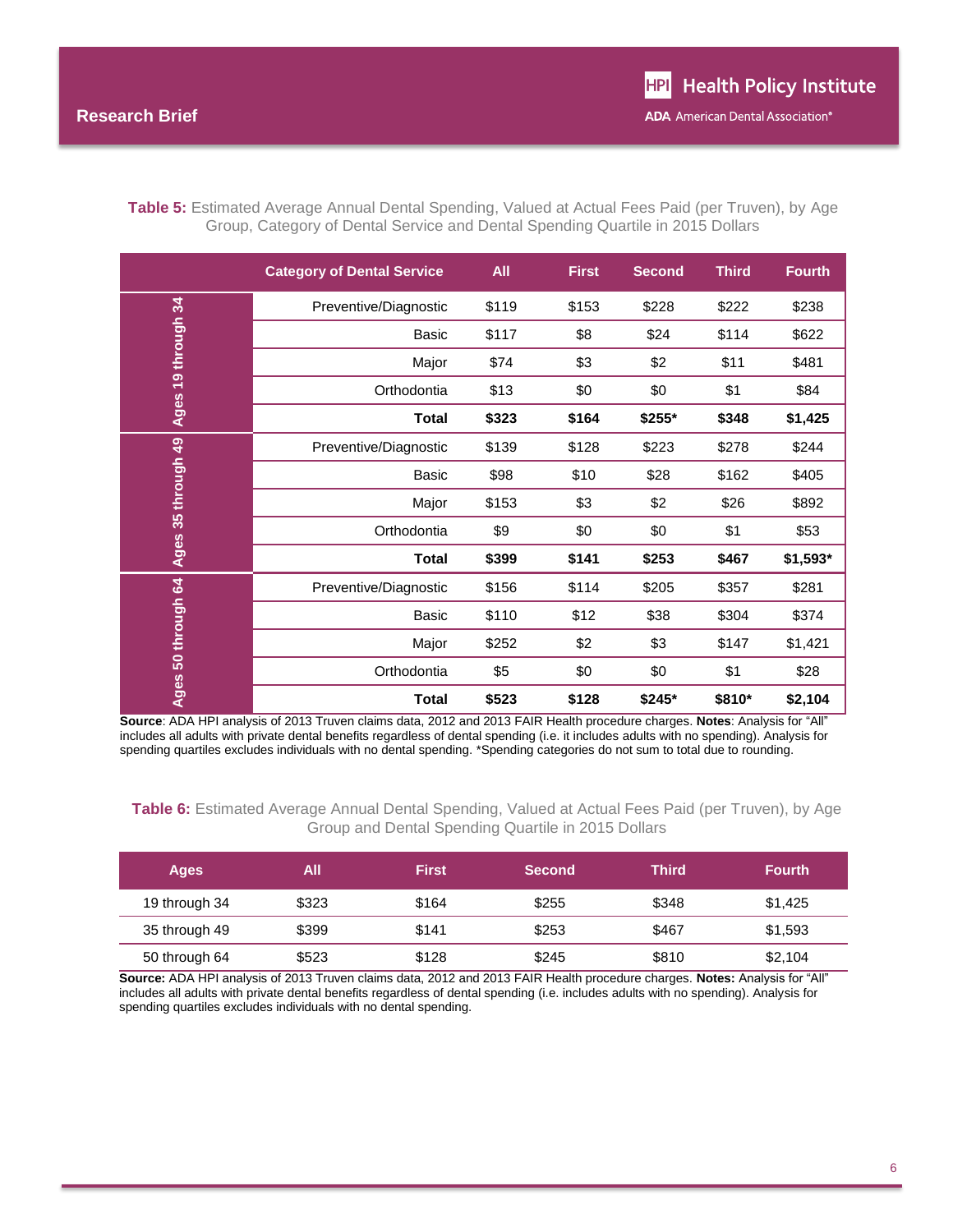**Table 5:** Estimated Average Annual Dental Spending, Valued at Actual Fees Paid (per Truven), by Age Group, Category of Dental Service and Dental Spending Quartile in 2015 Dollars

| | Category of Dental Service | All | First | Second | Third | Fourth |
|---|---|---|---|---|---|---|
| Ages 19 through 34 | Preventive/Diagnostic | $119 | $153 | $228 | $222 | $238 |
| | Basic | $117 | $8 | $24 | $114 | $622 |
| | Major | $74 | $3 | $2 | $11 | $481 |
| | Orthodontia | $13 | $0 | $0 | $1 | $84 |
| | **Total** | **$323** | **$164** | **$255*** | **$348** | **$1,425** |
| Ages 35 through 49 | Preventive/Diagnostic | $139 | $128 | $223 | $278 | $244 |
| | Basic | $98 | $10 | $28 | $162 | $405 |
| | Major | $153 | $3 | $2 | $26 | $892 |
| | Orthodontia | $9 | $0 | $0 | $1 | $53 |
| | **Total** | **$399** | **$141** | **$253** | **$467** | **$1,593*** |
| Ages 50 through 64 | Preventive/Diagnostic | $156 | $114 | $205 | $357 | $281 |
| | Basic | $110 | $12 | $38 | $304 | $374 |
| | Major | $252 | $2 | $3 | $147 | $1,421 |
| | Orthodontia | $5 | $0 | $0 | $1 | $28 |
| | **Total** | **$523** | **$128** | **$245*** | **$810*** | **$2,104** |

**Source**: ADA HPI analysis of 2013 Truven claims data, 2012 and 2013 FAIR Health procedure charges. **Notes**: Analysis for "All" includes all adults with private dental benefits regardless of dental spending (i.e. it includes adults with no spending). Analysis for spending quartiles excludes individuals with no dental spending. *Spending categories do not sum to total due to rounding.

**Table 6:** Estimated Average Annual Dental Spending, Valued at Actual Fees Paid (per Truven), by Age Group and Dental Spending Quartile in 2015 Dollars

| Ages | All | First | Second | Third | Fourth |
|---|---|---|---|---|---|
| 19 through 34 | $323 | $164 | $255 | $348 | $1,425 |
| 35 through 49 | $399 | $141 | $253 | $467 | $1,593 |
| 50 through 64 | $523 | $128 | $245 | $810 | $2,104 |

**Source:** ADA HPI analysis of 2013 Truven claims data, 2012 and 2013 FAIR Health procedure charges. **Notes:** Analysis for "All" includes all adults with private dental benefits regardless of dental spending (i.e. includes adults with no spending). Analysis for spending quartiles excludes individuals with no dental spending.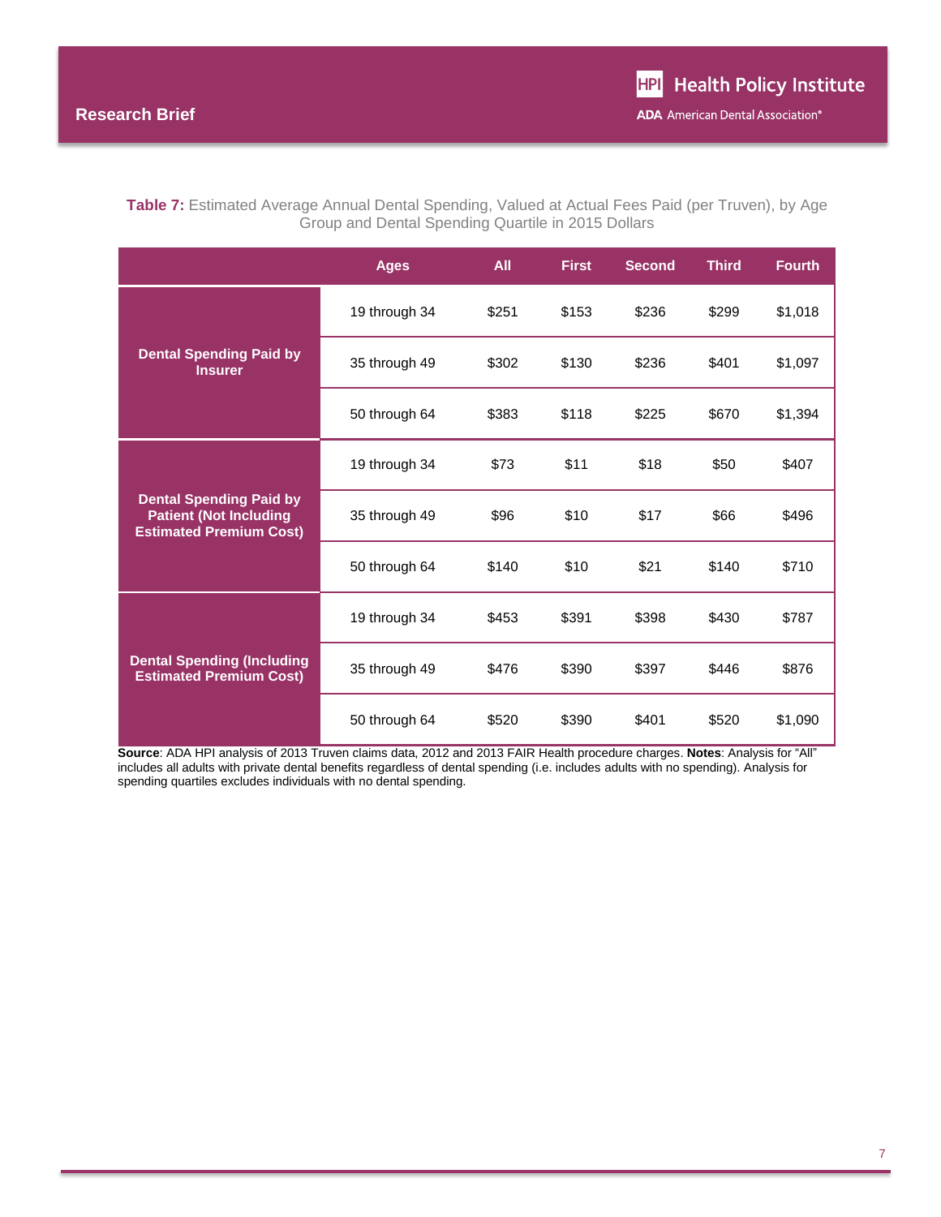**Table 7:** Estimated Average Annual Dental Spending, Valued at Actual Fees Paid (per Truven), by Age Group and Dental Spending Quartile in 2015 Dollars

| | Ages | All | First | Second | Third | Fourth |
|---|---|---|---|---|---|---|
| Dental Spending Paid by Insurer | 19 through 34 | $251 | $153 | $236 | $299 | $1,018 |
| | 35 through 49 | $302 | $130 | $236 | $401 | $1,097 |
| | 50 through 64 | $383 | $118 | $225 | $670 | $1,394 |
| Dental Spending Paid by Patient (Not Including Estimated Premium Cost) | 19 through 34 | $73 | $11 | $18 | $50 | $407 |
| | 35 through 49 | $96 | $10 | $17 | $66 | $496 |
| | 50 through 64 | $140 | $10 | $21 | $140 | $710 |
| Dental Spending (Including Estimated Premium Cost) | 19 through 34 | $453 | $391 | $398 | $430 | $787 |
| | 35 through 49 | $476 | $390 | $397 | $446 | $876 |
| | 50 through 64 | $520 | $390 | $401 | $520 | $1,090 |

**Source**: ADA HPI analysis of 2013 Truven claims data, 2012 and 2013 FAIR Health procedure charges. **Notes**: Analysis for "All" includes all adults with private dental benefits regardless of dental spending (i.e. includes adults with no spending). Analysis for spending quartiles excludes individuals with no dental spending.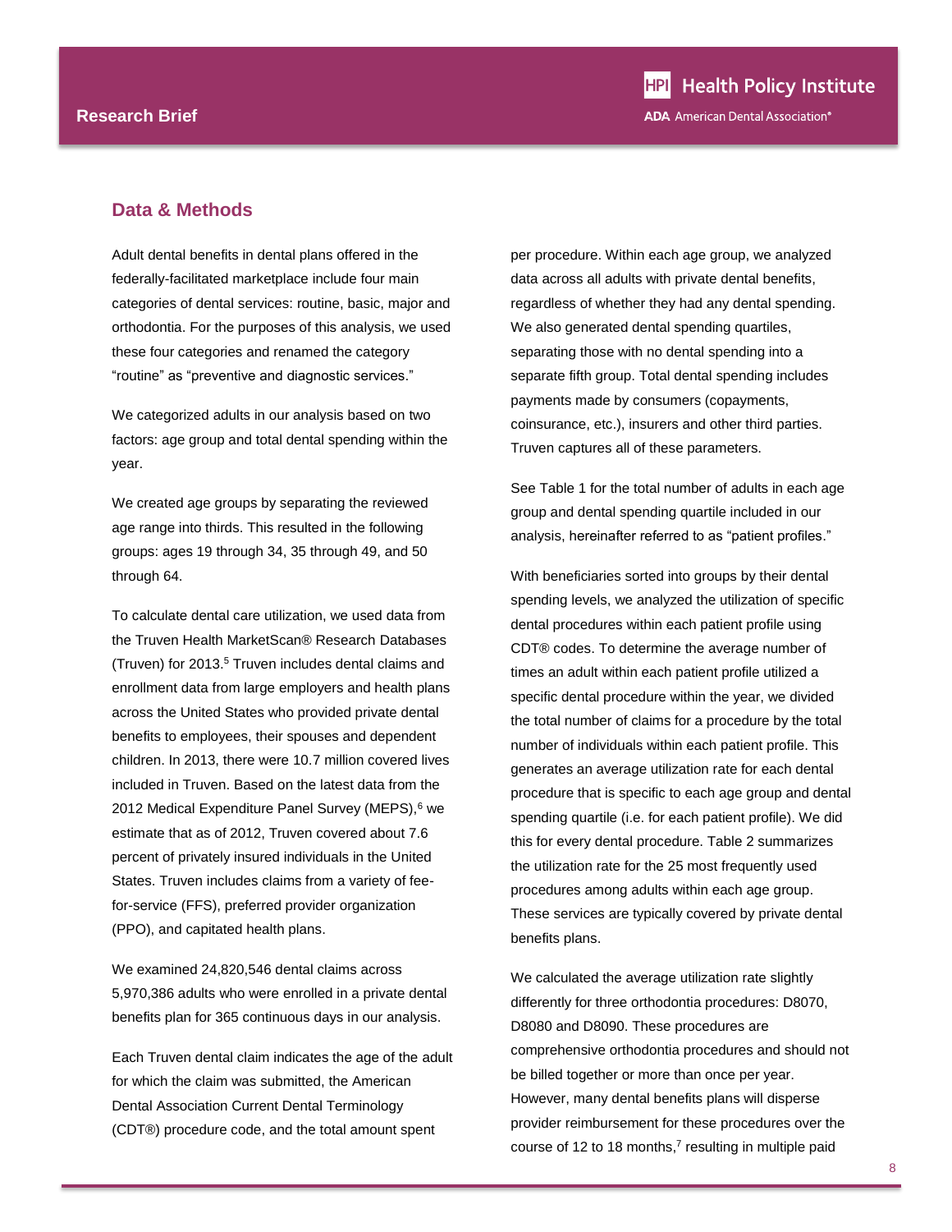## Data & Methods

Adult dental benefits in dental plans offered in the federally-facilitated marketplace include four main categories of dental services: routine, basic, major and orthodontia. For the purposes of this analysis, we used these four categories and renamed the category "routine" as "preventive and diagnostic services."

We categorized adults in our analysis based on two factors: age group and total dental spending within the year.

We created age groups by separating the reviewed age range into thirds. This resulted in the following groups: ages 19 through 34, 35 through 49, and 50 through 64.

To calculate dental care utilization, we used data from the Truven Health MarketScan® Research Databases (Truven) for 2013.[5] Truven includes dental claims and enrollment data from large employers and health plans across the United States who provided private dental benefits to employees, their spouses and dependent children. In 2013, there were 10.7 million covered lives included in Truven. Based on the latest data from the 2012 Medical Expenditure Panel Survey (MEPS),[6] we estimate that as of 2012, Truven covered about 7.6 percent of privately insured individuals in the United States. Truven includes claims from a variety of fee-for-service (FFS), preferred provider organization (PPO), and capitated health plans.

We examined 24,820,546 dental claims across 5,970,386 adults who were enrolled in a private dental benefits plan for 365 continuous days in our analysis.

Each Truven dental claim indicates the age of the adult for which the claim was submitted, the American Dental Association Current Dental Terminology (CDT®) procedure code, and the total amount spent per procedure. Within each age group, we analyzed data across all adults with private dental benefits, regardless of whether they had any dental spending. We also generated dental spending quartiles, separating those with no dental spending into a separate fifth group. Total dental spending includes payments made by consumers (copayments, coinsurance, etc.), insurers and other third parties. Truven captures all of these parameters.

See Table 1 for the total number of adults in each age group and dental spending quartile included in our analysis, hereinafter referred to as "patient profiles."

With beneficiaries sorted into groups by their dental spending levels, we analyzed the utilization of specific dental procedures within each patient profile using CDT® codes. To determine the average number of times an adult within each patient profile utilized a specific dental procedure within the year, we divided the total number of claims for a procedure by the total number of individuals within each patient profile. This generates an average utilization rate for each dental procedure that is specific to each age group and dental spending quartile (i.e. for each patient profile). We did this for every dental procedure. Table 2 summarizes the utilization rate for the 25 most frequently used procedures among adults within each age group. These services are typically covered by private dental benefits plans.

We calculated the average utilization rate slightly differently for three orthodontia procedures: D8070, D8080 and D8090. These procedures are comprehensive orthodontia procedures and should not be billed together or more than once per year. However, many dental benefits plans will disperse provider reimbursement for these procedures over the course of 12 to 18 months,[7] resulting in multiple paid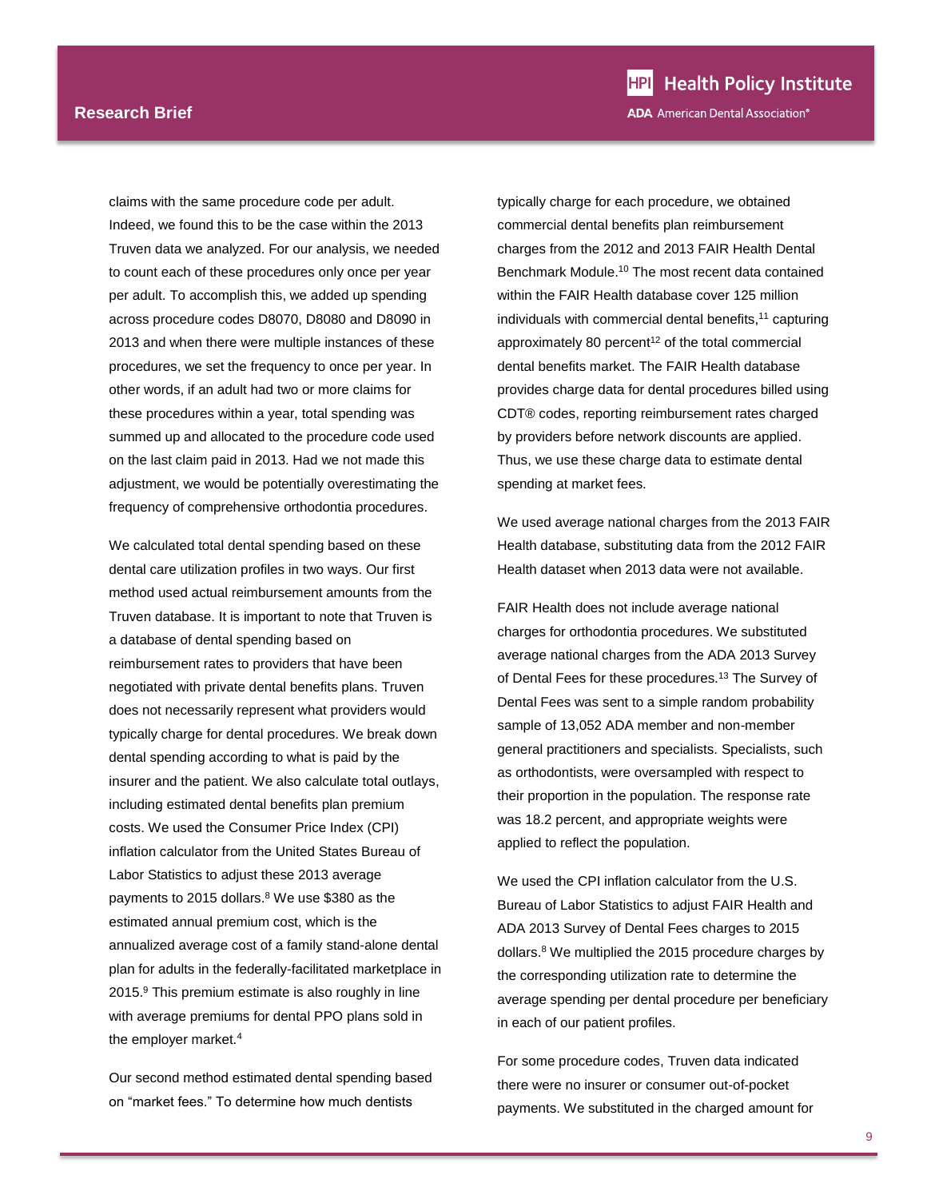claims with the same procedure code per adult. Indeed, we found this to be the case within the 2013 Truven data we analyzed. For our analysis, we needed to count each of these procedures only once per year per adult. To accomplish this, we added up spending across procedure codes D8070, D8080 and D8090 in 2013 and when there were multiple instances of these procedures, we set the frequency to once per year. In other words, if an adult had two or more claims for these procedures within a year, total spending was summed up and allocated to the procedure code used on the last claim paid in 2013. Had we not made this adjustment, we would be potentially overestimating the frequency of comprehensive orthodontia procedures.

We calculated total dental spending based on these dental care utilization profiles in two ways. Our first method used actual reimbursement amounts from the Truven database. It is important to note that Truven is a database of dental spending based on reimbursement rates to providers that have been negotiated with private dental benefits plans. Truven does not necessarily represent what providers would typically charge for dental procedures. We break down dental spending according to what is paid by the insurer and the patient. We also calculate total outlays, including estimated dental benefits plan premium costs. We used the Consumer Price Index (CPI) inflation calculator from the United States Bureau of Labor Statistics to adjust these 2013 average payments to 2015 dollars.[8] We use $380 as the estimated annual premium cost, which is the annualized average cost of a family stand-alone dental plan for adults in the federally-facilitated marketplace in 2015.[9] This premium estimate is also roughly in line with average premiums for dental PPO plans sold in the employer market.[4]

Our second method estimated dental spending based on "market fees." To determine how much dentists typically charge for each procedure, we obtained commercial dental benefits plan reimbursement charges from the 2012 and 2013 FAIR Health Dental Benchmark Module.[10] The most recent data contained within the FAIR Health database cover 125 million individuals with commercial dental benefits,[11] capturing approximately 80 percent[12] of the total commercial dental benefits market. The FAIR Health database provides charge data for dental procedures billed using CDT® codes, reporting reimbursement rates charged by providers before network discounts are applied. Thus, we use these charge data to estimate dental spending at market fees.

We used average national charges from the 2013 FAIR Health database, substituting data from the 2012 FAIR Health dataset when 2013 data were not available.

FAIR Health does not include average national charges for orthodontia procedures. We substituted average national charges from the ADA 2013 Survey of Dental Fees for these procedures.[13] The Survey of Dental Fees was sent to a simple random probability sample of 13,052 ADA member and non-member general practitioners and specialists. Specialists, such as orthodontists, were oversampled with respect to their proportion in the population. The response rate was 18.2 percent, and appropriate weights were applied to reflect the population.

We used the CPI inflation calculator from the U.S. Bureau of Labor Statistics to adjust FAIR Health and ADA 2013 Survey of Dental Fees charges to 2015 dollars.[8] We multiplied the 2015 procedure charges by the corresponding utilization rate to determine the average spending per dental procedure per beneficiary in each of our patient profiles.

For some procedure codes, Truven data indicated there were no insurer or consumer out-of-pocket payments. We substituted in the charged amount for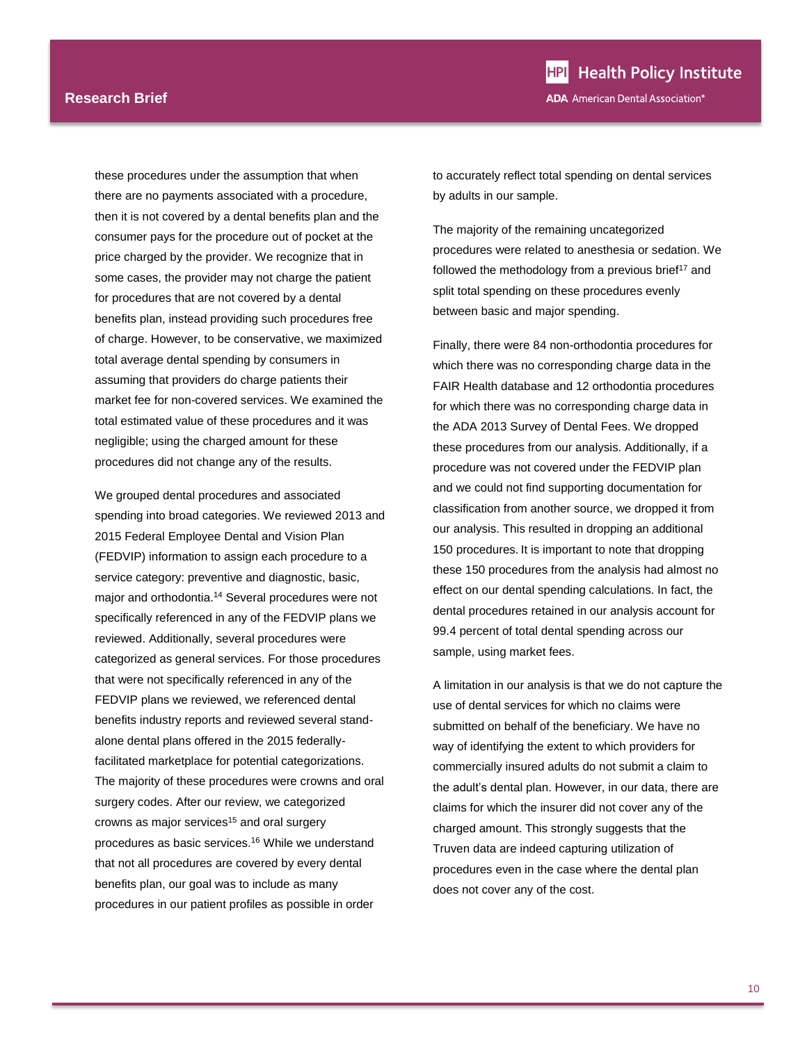these procedures under the assumption that when there are no payments associated with a procedure, then it is not covered by a dental benefits plan and the consumer pays for the procedure out of pocket at the price charged by the provider. We recognize that in some cases, the provider may not charge the patient for procedures that are not covered by a dental benefits plan, instead providing such procedures free of charge. However, to be conservative, we maximized total average dental spending by consumers in assuming that providers do charge patients their market fee for non-covered services. We examined the total estimated value of these procedures and it was negligible; using the charged amount for these procedures did not change any of the results.

We grouped dental procedures and associated spending into broad categories. We reviewed 2013 and 2015 Federal Employee Dental and Vision Plan (FEDVIP) information to assign each procedure to a service category: preventive and diagnostic, basic, major and orthodontia.[14] Several procedures were not specifically referenced in any of the FEDVIP plans we reviewed. Additionally, several procedures were categorized as general services. For those procedures that were not specifically referenced in any of the FEDVIP plans we reviewed, we referenced dental benefits industry reports and reviewed several stand-alone dental plans offered in the 2015 federally-facilitated marketplace for potential categorizations. The majority of these procedures were crowns and oral surgery codes. After our review, we categorized crowns as major services[15] and oral surgery procedures as basic services.[16] While we understand that not all procedures are covered by every dental benefits plan, our goal was to include as many procedures in our patient profiles as possible in order to accurately reflect total spending on dental services by adults in our sample.

The majority of the remaining uncategorized procedures were related to anesthesia or sedation. We followed the methodology from a previous brief[17] and split total spending on these procedures evenly between basic and major spending.

Finally, there were 84 non-orthodontia procedures for which there was no corresponding charge data in the FAIR Health database and 12 orthodontia procedures for which there was no corresponding charge data in the ADA 2013 Survey of Dental Fees. We dropped these procedures from our analysis. Additionally, if a procedure was not covered under the FEDVIP plan and we could not find supporting documentation for classification from another source, we dropped it from our analysis. This resulted in dropping an additional 150 procedures. It is important to note that dropping these 150 procedures from the analysis had almost no effect on our dental spending calculations. In fact, the dental procedures retained in our analysis account for 99.4 percent of total dental spending across our sample, using market fees.

A limitation in our analysis is that we do not capture the use of dental services for which no claims were submitted on behalf of the beneficiary. We have no way of identifying the extent to which providers for commercially insured adults do not submit a claim to the adult's dental plan. However, in our data, there are claims for which the insurer did not cover any of the charged amount. This strongly suggests that the Truven data are indeed capturing utilization of procedures even in the case where the dental plan does not cover any of the cost.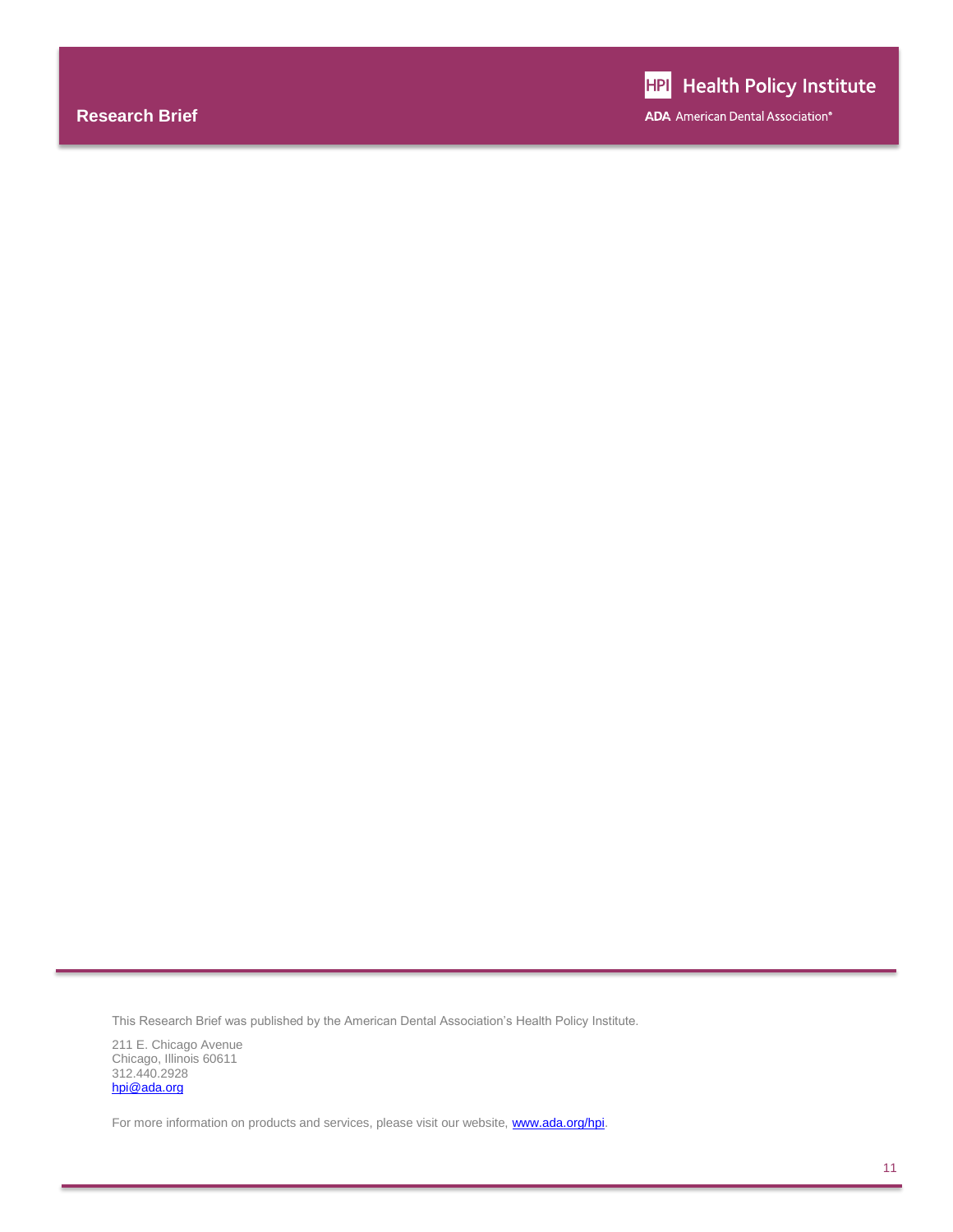This Research Brief was published by the American Dental Association's Health Policy Institute.

211 E. Chicago Avenue
Chicago, Illinois 60611
312.440.2928
hpi@ada.org

For more information on products and services, please visit our website, www.ada.org/hpi.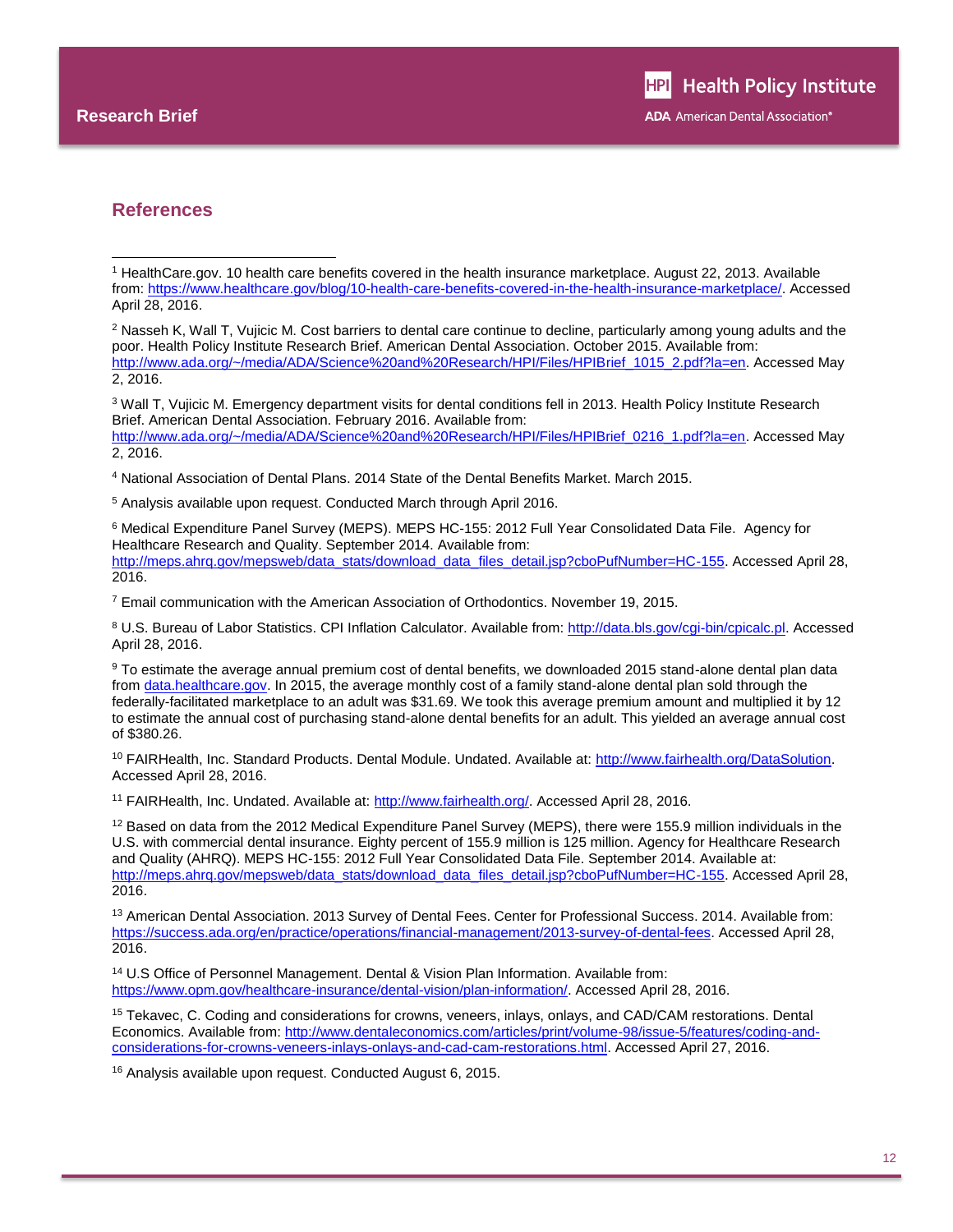## References

[1] HealthCare.gov. 10 health care benefits covered in the health insurance marketplace. August 22, 2013. Available from: https://www.healthcare.gov/blog/10-health-care-benefits-covered-in-the-health-insurance-marketplace/. Accessed April 28, 2016.

[2] Nasseh K, Wall T, Vujicic M. Cost barriers to dental care continue to decline, particularly among young adults and the poor. Health Policy Institute Research Brief. American Dental Association. October 2015. Available from: http://www.ada.org/~/media/ADA/Science%20and%20Research/HPI/Files/HPIBrief_1015_2.pdf?la=en. Accessed May 2, 2016.

[3] Wall T, Vujicic M. Emergency department visits for dental conditions fell in 2013. Health Policy Institute Research Brief. American Dental Association. February 2016. Available from: http://www.ada.org/~/media/ADA/Science%20and%20Research/HPI/Files/HPIBrief_0216_1.pdf?la=en. Accessed May 2, 2016.

[4] National Association of Dental Plans. 2014 State of the Dental Benefits Market. March 2015.

[5] Analysis available upon request. Conducted March through April 2016.

[6] Medical Expenditure Panel Survey (MEPS). MEPS HC-155: 2012 Full Year Consolidated Data File. Agency for Healthcare Research and Quality. September 2014. Available from: http://meps.ahrq.gov/mepsweb/data_stats/download_data_files_detail.jsp?cboPufNumber=HC-155. Accessed April 28, 2016.

[7] Email communication with the American Association of Orthodontics. November 19, 2015.

[8] U.S. Bureau of Labor Statistics. CPI Inflation Calculator. Available from: http://data.bls.gov/cgi-bin/cpicalc.pl. Accessed April 28, 2016.

[9] To estimate the average annual premium cost of dental benefits, we downloaded 2015 stand-alone dental plan data from data.healthcare.gov. In 2015, the average monthly cost of a family stand-alone dental plan sold through the federally-facilitated marketplace to an adult was $31.69. We took this average premium amount and multiplied it by 12 to estimate the annual cost of purchasing stand-alone dental benefits for an adult. This yielded an average annual cost of $380.26.

[10] FAIRHealth, Inc. Standard Products. Dental Module. Undated. Available at: http://www.fairhealth.org/DataSolution. Accessed April 28, 2016.

[11] FAIRHealth, Inc. Undated. Available at: http://www.fairhealth.org/. Accessed April 28, 2016.

[12] Based on data from the 2012 Medical Expenditure Panel Survey (MEPS), there were 155.9 million individuals in the U.S. with commercial dental insurance. Eighty percent of 155.9 million is 125 million. Agency for Healthcare Research and Quality (AHRQ). MEPS HC-155: 2012 Full Year Consolidated Data File. September 2014. Available at: http://meps.ahrq.gov/mepsweb/data_stats/download_data_files_detail.jsp?cboPufNumber=HC-155. Accessed April 28, 2016.

[13] American Dental Association. 2013 Survey of Dental Fees. Center for Professional Success. 2014. Available from: https://success.ada.org/en/practice/operations/financial-management/2013-survey-of-dental-fees. Accessed April 28, 2016.

[14] U.S Office of Personnel Management. Dental & Vision Plan Information. Available from: https://www.opm.gov/healthcare-insurance/dental-vision/plan-information/. Accessed April 28, 2016.

[15] Tekavec, C. Coding and considerations for crowns, veneers, inlays, onlays, and CAD/CAM restorations. Dental Economics. Available from: http://www.dentaleconomics.com/articles/print/volume-98/issue-5/features/coding-and-considerations-for-crowns-veneers-inlays-onlays-and-cad-cam-restorations.html. Accessed April 27, 2016.

[16] Analysis available upon request. Conducted August 6, 2015.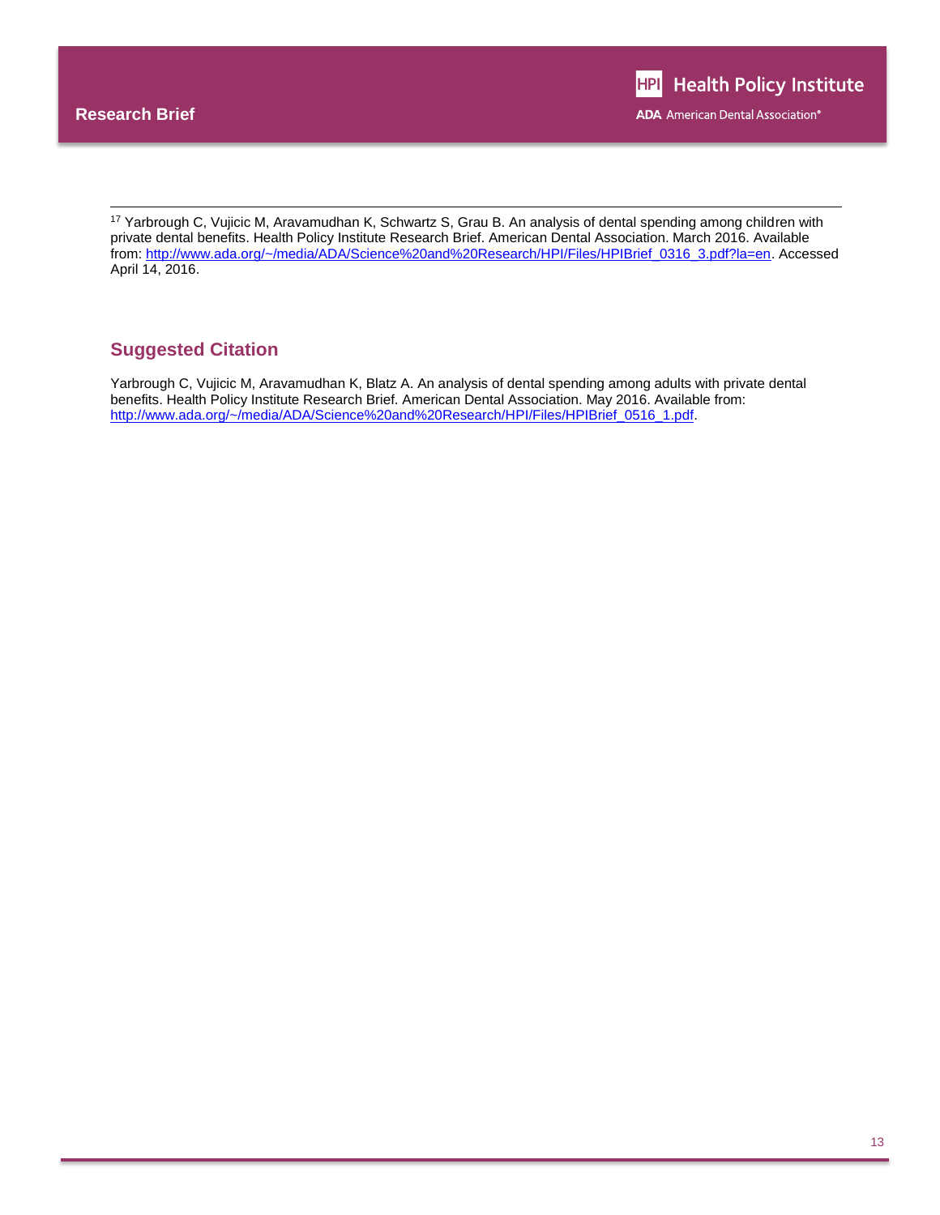[17] Yarbrough C, Vujicic M, Aravamudhan K, Schwartz S, Grau B. An analysis of dental spending among children with private dental benefits. Health Policy Institute Research Brief. American Dental Association. March 2016. Available from: http://www.ada.org/~/media/ADA/Science%20and%20Research/HPI/Files/HPIBrief_0316_3.pdf?la=en. Accessed April 14, 2016.

## Suggested Citation

Yarbrough C, Vujicic M, Aravamudhan K, Blatz A. An analysis of dental spending among adults with private dental benefits. Health Policy Institute Research Brief. American Dental Association. May 2016. Available from: http://www.ada.org/~/media/ADA/Science%20and%20Research/HPI/Files/HPIBrief_0516_1.pdf.